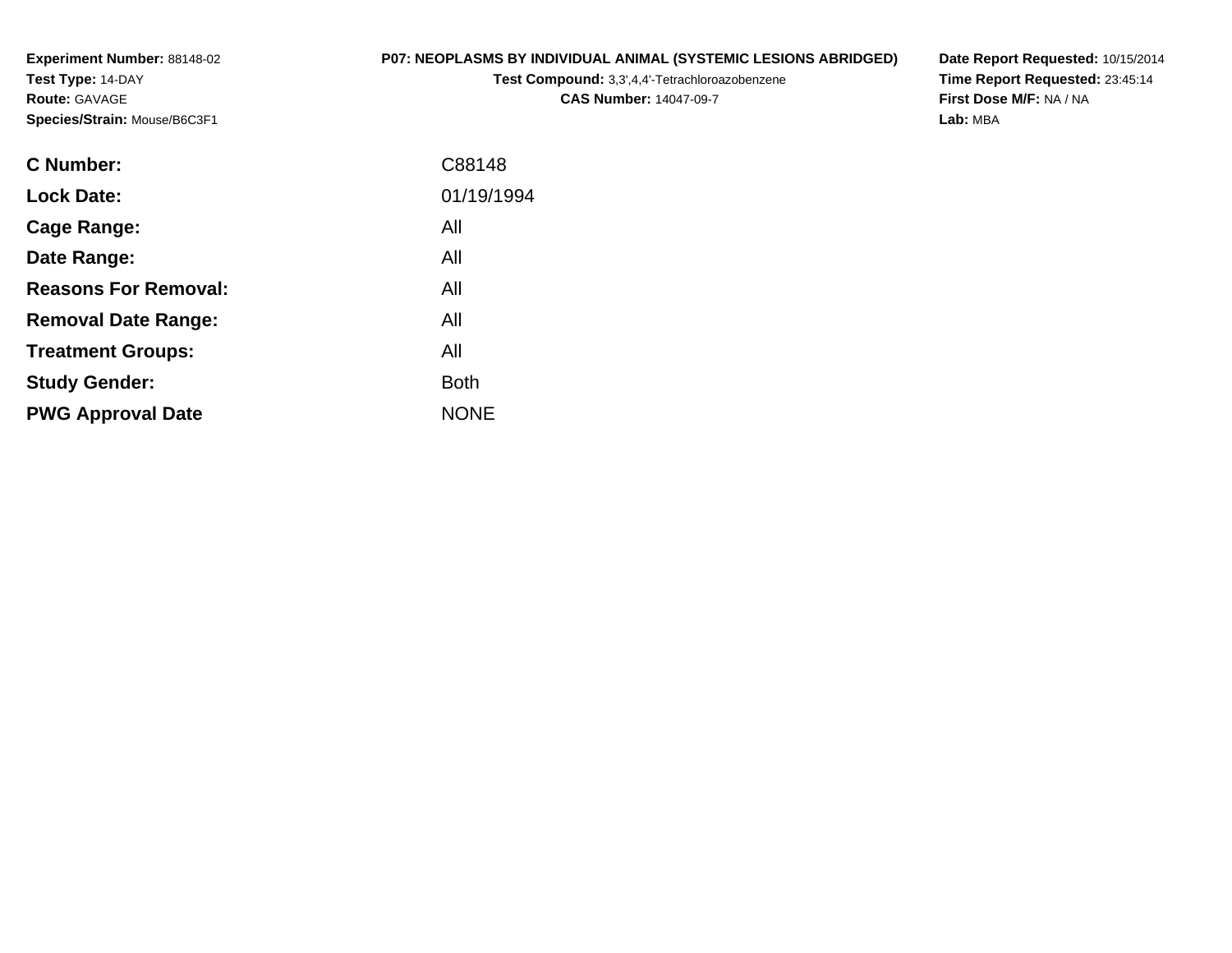**Experiment Number:** 88148-02
**Test Type:** 14-DAY
**Route:** GAVAGE
**Species/Strain:** Mouse/B6C3F1

**P07: NEOPLASMS BY INDIVIDUAL ANIMAL (SYSTEMIC LESIONS ABRIDGED)**
**Test Compound:** 3,3',4,4'-Tetrachloroazobenzene
**CAS Number:** 14047-09-7

**Date Report Requested:** 10/15/2014
**Time Report Requested:** 23:45:14
**First Dose M/F:** NA / NA
**Lab:** MBA

| | |
|---|---|
| **C Number:** | C88148 |
| **Lock Date:** | 01/19/1994 |
| **Cage Range:** | All |
| **Date Range:** | All |
| **Reasons For Removal:** | All |
| **Removal Date Range:** | All |
| **Treatment Groups:** | All |
| **Study Gender:** | Both |
| **PWG Approval Date** | NONE |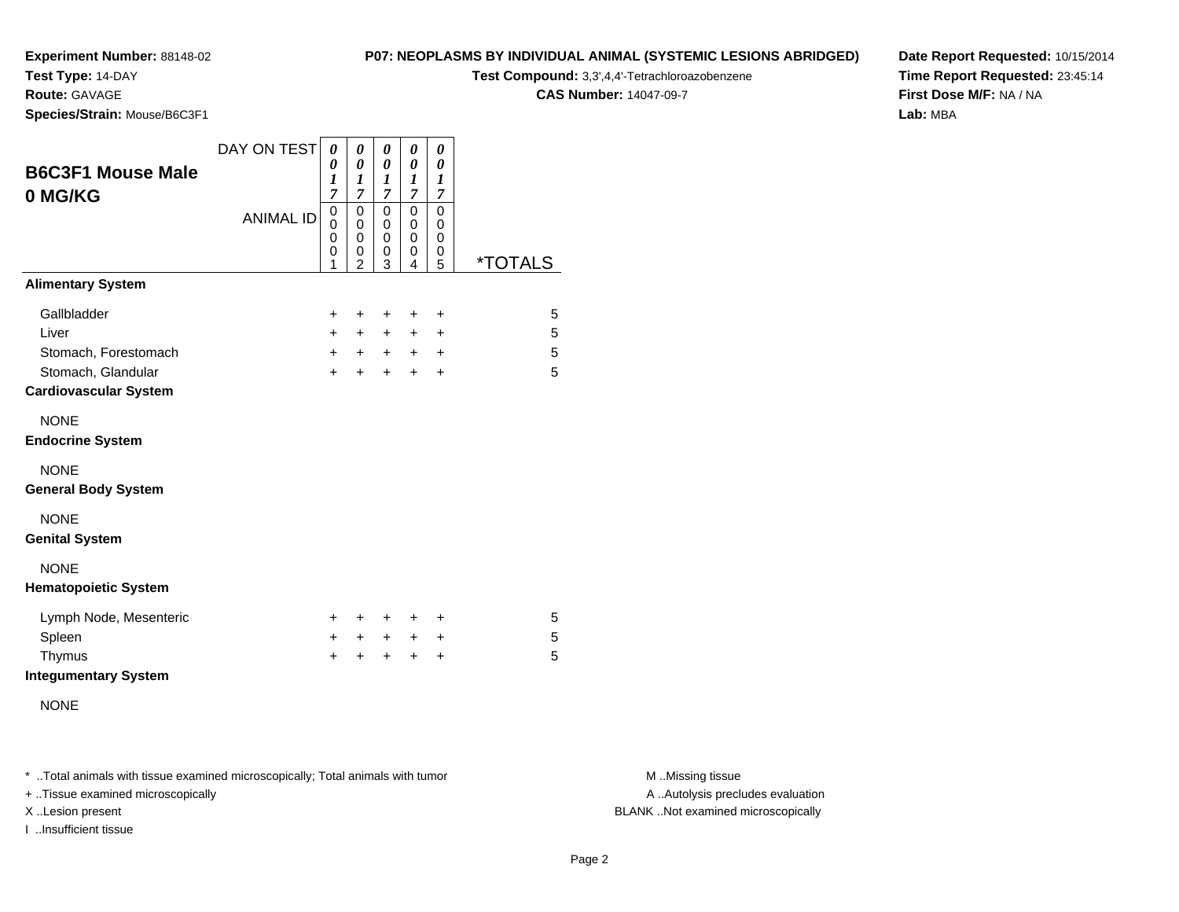**Experiment Number:** 88148-02
**Test Type:** 14-DAY
**Route:** GAVAGE
**Species/Strain:** Mouse/B6C3F1

**P07: NEOPLASMS BY INDIVIDUAL ANIMAL (SYSTEMIC LESIONS ABRIDGED)**
**Test Compound:** 3,3',4,4'-Tetrachloroazobenzene
**CAS Number:** 14047-09-7

**Date Report Requested:** 10/15/2014
**Time Report Requested:** 23:45:14
**First Dose M/F:** NA / NA
**Lab:** MBA

## B6C3F1 Mouse Male
## 0 MG/KG

| DAY ON TEST | 0017 | 0017 | 0017 | 0017 | 0017 | |
|---|---|---|---|---|---|---|
| **ANIMAL ID** | 00001 | 00002 | 00003 | 00004 | 00005 | ***TOTALS** |
| **Alimentary System** | | | | | | |
| Gallbladder | + | + | + | + | + | 5 |
| Liver | + | + | + | + | + | 5 |
| Stomach, Forestomach | + | + | + | + | + | 5 |
| Stomach, Glandular | + | + | + | + | + | 5 |
| **Cardiovascular System** | | | | | | |
| NONE | | | | | | |
| **Endocrine System** | | | | | | |
| NONE | | | | | | |
| **General Body System** | | | | | | |
| NONE | | | | | | |
| **Genital System** | | | | | | |
| NONE | | | | | | |
| **Hematopoietic System** | | | | | | |
| Lymph Node, Mesenteric | + | + | + | + | + | 5 |
| Spleen | + | + | + | + | + | 5 |
| Thymus | + | + | + | + | + | 5 |
| **Integumentary System** | | | | | | |
| NONE | | | | | | |

* ..Total animals with tissue examined microscopically; Total animals with tumor
+ ..Tissue examined microscopically
X ..Lesion present
I ..Insufficient tissue

M ..Missing tissue
A ..Autolysis precludes evaluation
BLANK ..Not examined microscopically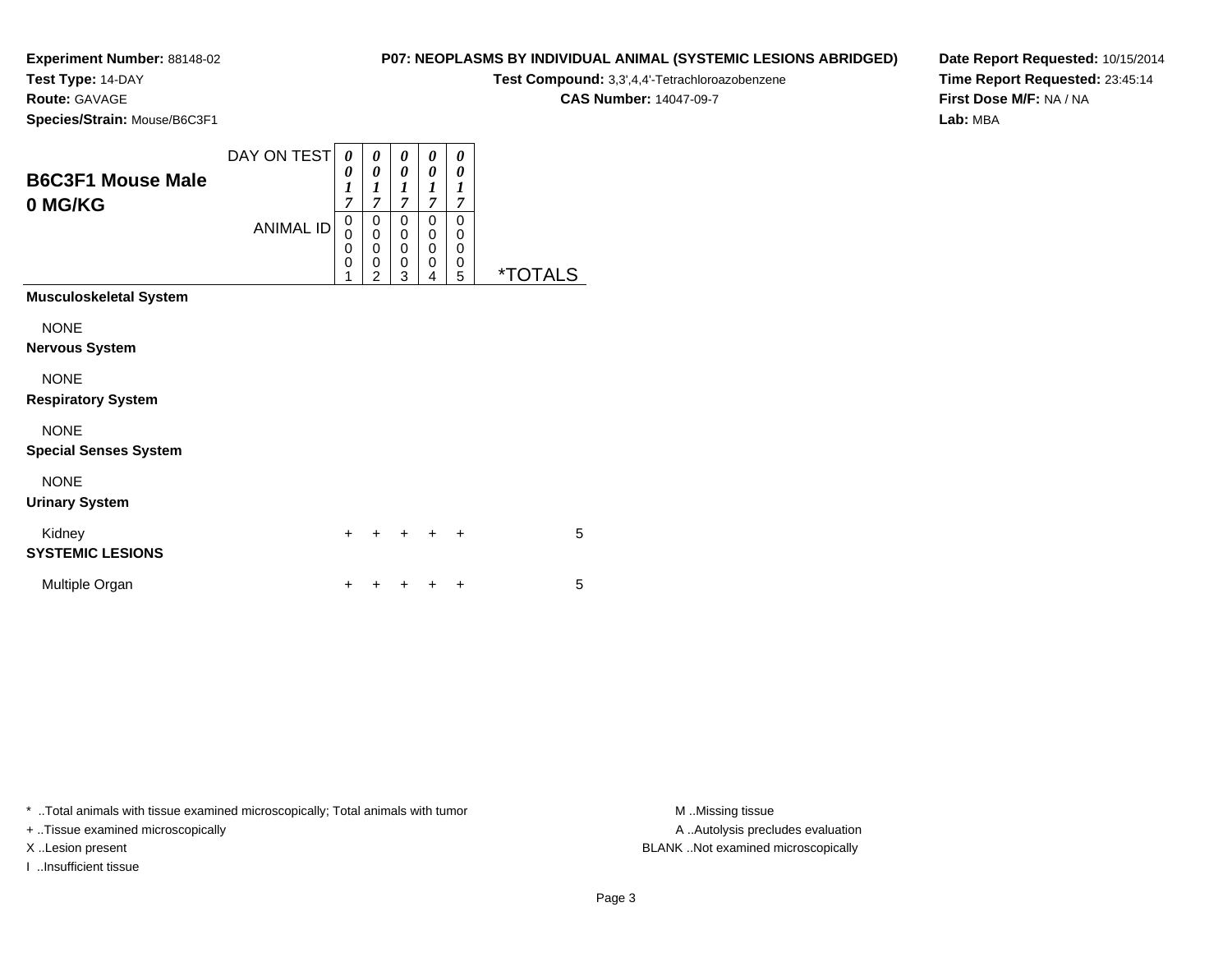**Experiment Number:** 88148-02
**Test Type:** 14-DAY
**Route:** GAVAGE
**Species/Strain:** Mouse/B6C3F1

**P07: NEOPLASMS BY INDIVIDUAL ANIMAL (SYSTEMIC LESIONS ABRIDGED)**
**Test Compound:** 3,3',4,4'-Tetrachloroazobenzene
**CAS Number:** 14047-09-7

**Date Report Requested:** 10/15/2014
**Time Report Requested:** 23:45:14
**First Dose M/F:** NA / NA
**Lab:** MBA

## B6C3F1 Mouse Male 0 MG/KG

| DAY ON TEST | 0017 | 0017 | 0017 | 0017 | 0017 | |
|---|---|---|---|---|---|---|
| ANIMAL ID | 00001 | 00002 | 00003 | 00004 | 00005 | *TOTALS |
| **Musculoskeletal System** | | | | | | |
| NONE | | | | | | |
| **Nervous System** | | | | | | |
| NONE | | | | | | |
| **Respiratory System** | | | | | | |
| NONE | | | | | | |
| **Special Senses System** | | | | | | |
| NONE | | | | | | |
| **Urinary System** | | | | | | |
| Kidney | + | + | + | + | + | 5 |
| **SYSTEMIC LESIONS** | | | | | | |
| Multiple Organ | + | + | + | + | + | 5 |

* ..Total animals with tissue examined microscopically; Total animals with tumor
+ ..Tissue examined microscopically
X ..Lesion present
I ..Insufficient tissue

M ..Missing tissue
A ..Autolysis precludes evaluation
BLANK ..Not examined microscopically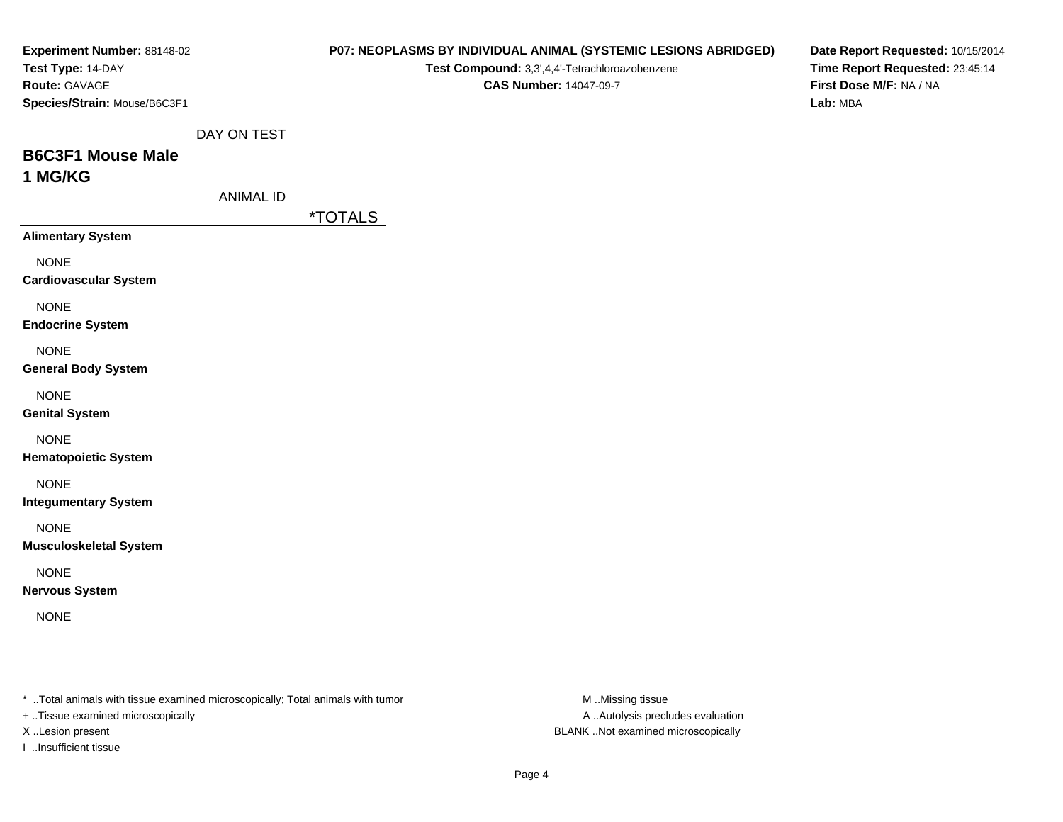**Experiment Number:** 88148-02
**Test Type:** 14-DAY
**Route:** GAVAGE
**Species/Strain:** Mouse/B6C3F1

**P07: NEOPLASMS BY INDIVIDUAL ANIMAL (SYSTEMIC LESIONS ABRIDGED)**
**Test Compound:** 3,3',4,4'-Tetrachloroazobenzene
**CAS Number:** 14047-09-7

**Date Report Requested:** 10/15/2014
**Time Report Requested:** 23:45:14
**First Dose M/F:** NA / NA
**Lab:** MBA

DAY ON TEST

## B6C3F1 Mouse Male
## 1 MG/KG

ANIMAL ID

| | *TOTALS |
|---|---|
| **Alimentary System** | |
| NONE | |
| **Cardiovascular System** | |
| NONE | |
| **Endocrine System** | |
| NONE | |
| **General Body System** | |
| NONE | |
| **Genital System** | |
| NONE | |
| **Hematopoietic System** | |
| NONE | |
| **Integumentary System** | |
| NONE | |
| **Musculoskeletal System** | |
| NONE | |
| **Nervous System** | |
| NONE | |

* ..Total animals with tissue examined microscopically; Total animals with tumor
+ ..Tissue examined microscopically
X ..Lesion present
I ..Insufficient tissue

M ..Missing tissue
A ..Autolysis precludes evaluation
BLANK ..Not examined microscopically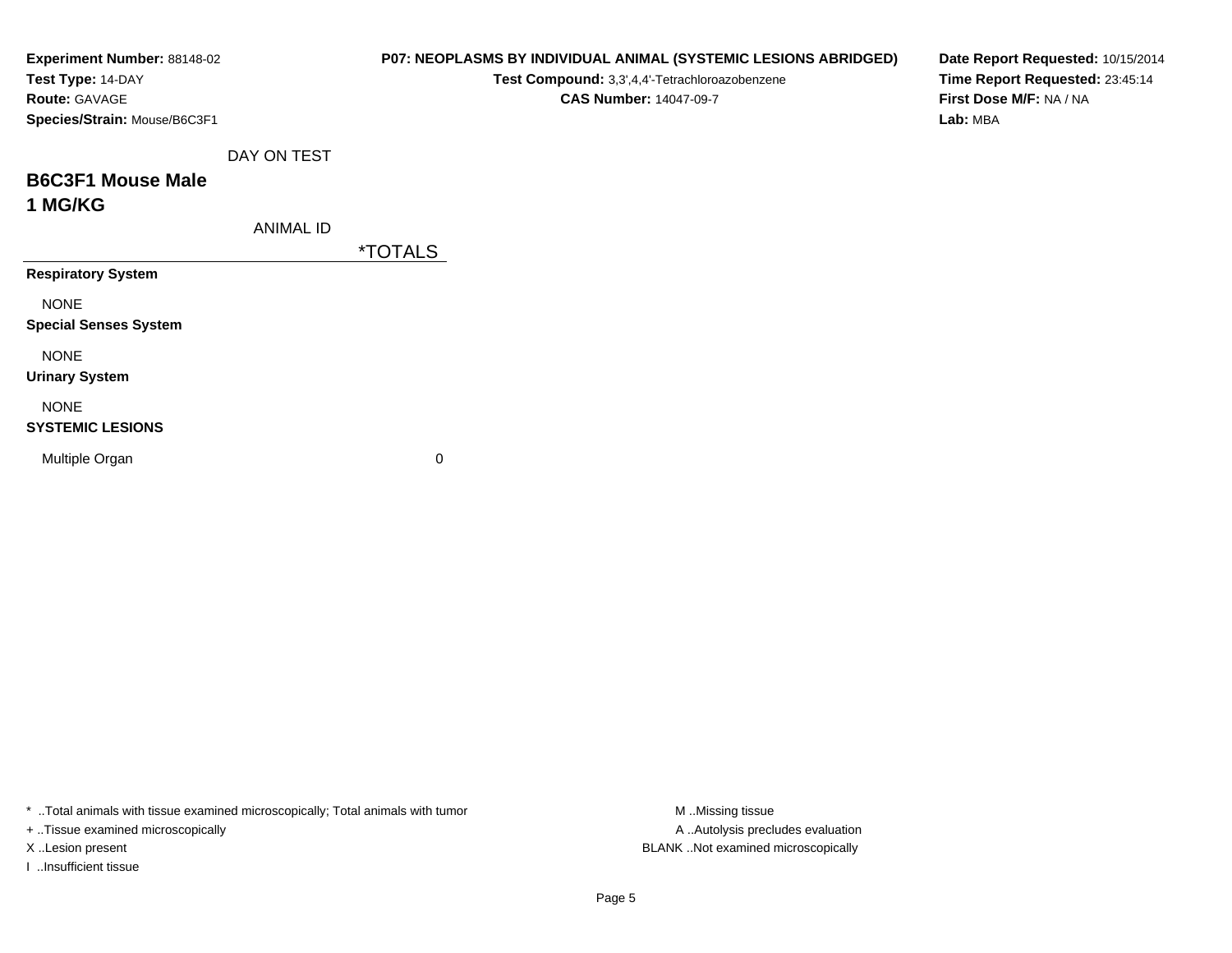**Experiment Number:** 88148-02
**Test Type:** 14-DAY
**Route:** GAVAGE
**Species/Strain:** Mouse/B6C3F1

**P07: NEOPLASMS BY INDIVIDUAL ANIMAL (SYSTEMIC LESIONS ABRIDGED)**
**Test Compound:** 3,3',4,4'-Tetrachloroazobenzene
**CAS Number:** 14047-09-7

**Date Report Requested:** 10/15/2014
**Time Report Requested:** 23:45:14
**First Dose M/F:** NA / NA
**Lab:** MBA

DAY ON TEST

## B6C3F1 Mouse Male
## 1 MG/KG

| ANIMAL ID | *TOTALS |
|---|---|
| **Respiratory System** | |
| NONE | |
| **Special Senses System** | |
| NONE | |
| **Urinary System** | |
| NONE | |
| **SYSTEMIC LESIONS** | |
| Multiple Organ | 0 |

* ..Total animals with tissue examined microscopically; Total animals with tumor
+ ..Tissue examined microscopically
X ..Lesion present
I ..Insufficient tissue

M ..Missing tissue
A ..Autolysis precludes evaluation
BLANK ..Not examined microscopically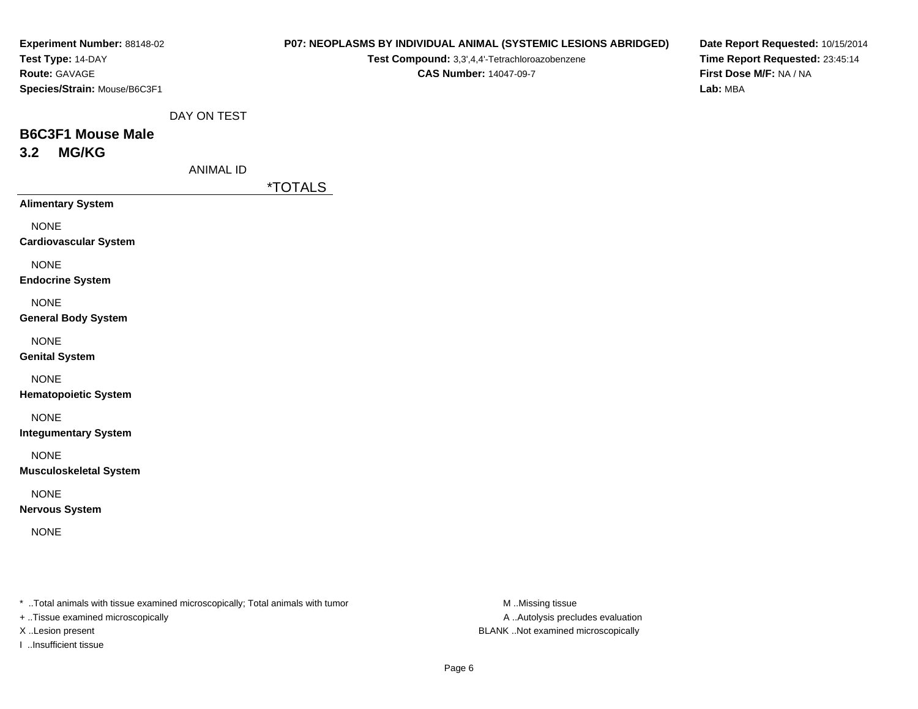**Experiment Number:** 88148-02
**Test Type:** 14-DAY
**Route:** GAVAGE
**Species/Strain:** Mouse/B6C3F1

**P07: NEOPLASMS BY INDIVIDUAL ANIMAL (SYSTEMIC LESIONS ABRIDGED)**
**Test Compound:** 3,3',4,4'-Tetrachloroazobenzene
**CAS Number:** 14047-09-7

**Date Report Requested:** 10/15/2014
**Time Report Requested:** 23:45:14
**First Dose M/F:** NA / NA
**Lab:** MBA

DAY ON TEST

## B6C3F1 Mouse Male

## 3.2 MG/KG

ANIMAL ID

| | *TOTALS |
|---|---|
| **Alimentary System** | |
| NONE | |
| **Cardiovascular System** | |
| NONE | |
| **Endocrine System** | |
| NONE | |
| **General Body System** | |
| NONE | |
| **Genital System** | |
| NONE | |
| **Hematopoietic System** | |
| NONE | |
| **Integumentary System** | |
| NONE | |
| **Musculoskeletal System** | |
| NONE | |
| **Nervous System** | |
| NONE | |

* ..Total animals with tissue examined microscopically; Total animals with tumor
+ ..Tissue examined microscopically
X ..Lesion present
I ..Insufficient tissue

M ..Missing tissue
A ..Autolysis precludes evaluation
BLANK ..Not examined microscopically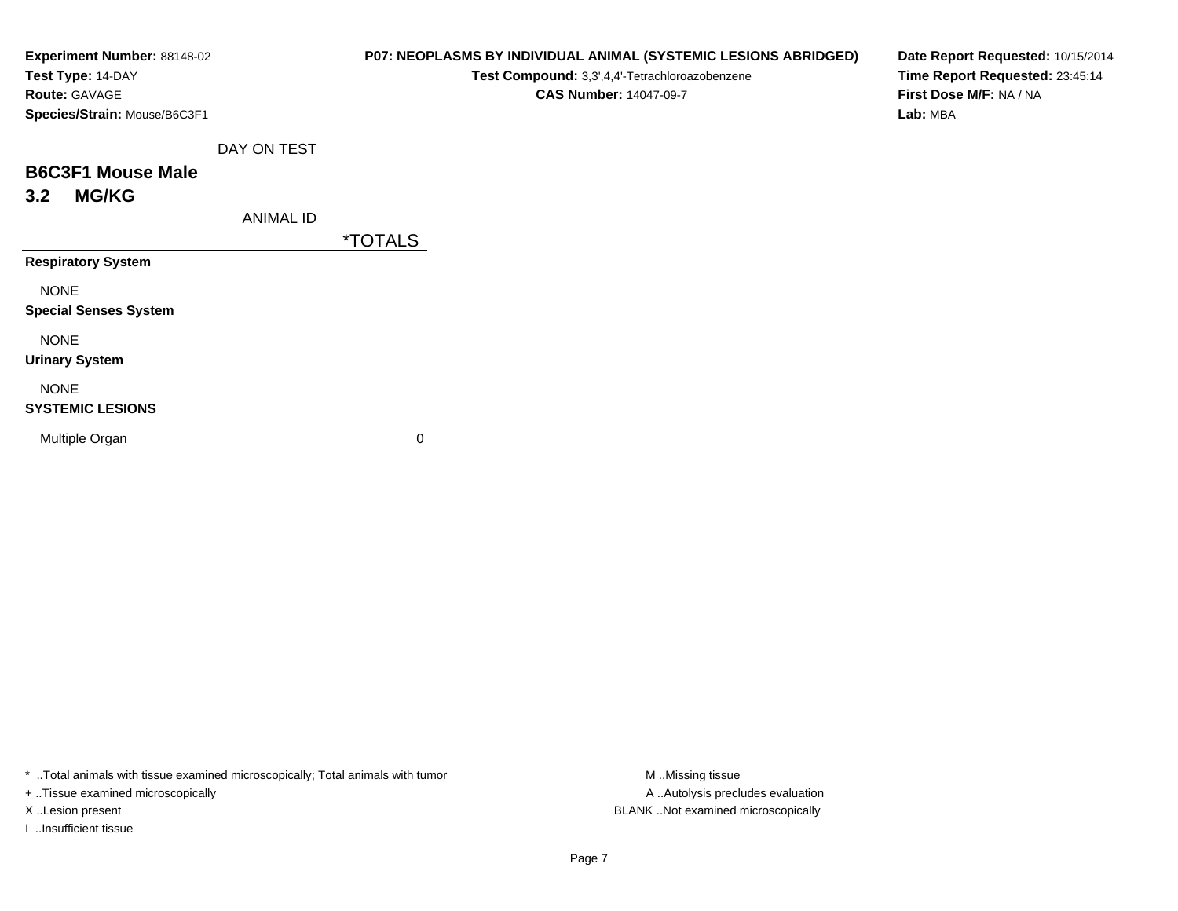**Experiment Number:** 88148-02
**Test Type:** 14-DAY
**Route:** GAVAGE
**Species/Strain:** Mouse/B6C3F1

**P07: NEOPLASMS BY INDIVIDUAL ANIMAL (SYSTEMIC LESIONS ABRIDGED)**
**Test Compound:** 3,3',4,4'-Tetrachloroazobenzene
**CAS Number:** 14047-09-7

**Date Report Requested:** 10/15/2014
**Time Report Requested:** 23:45:14
**First Dose M/F:** NA / NA
**Lab:** MBA

DAY ON TEST

## B6C3F1 Mouse Male
## 3.2 MG/KG

| ANIMAL ID | *TOTALS |
|---|---|
| **Respiratory System** | |
| NONE | |
| **Special Senses System** | |
| NONE | |
| **Urinary System** | |
| NONE | |
| **SYSTEMIC LESIONS** | |
| Multiple Organ | 0 |

* ..Total animals with tissue examined microscopically; Total animals with tumor
+ ..Tissue examined microscopically
X ..Lesion present
I ..Insufficient tissue

M ..Missing tissue
A ..Autolysis precludes evaluation
BLANK ..Not examined microscopically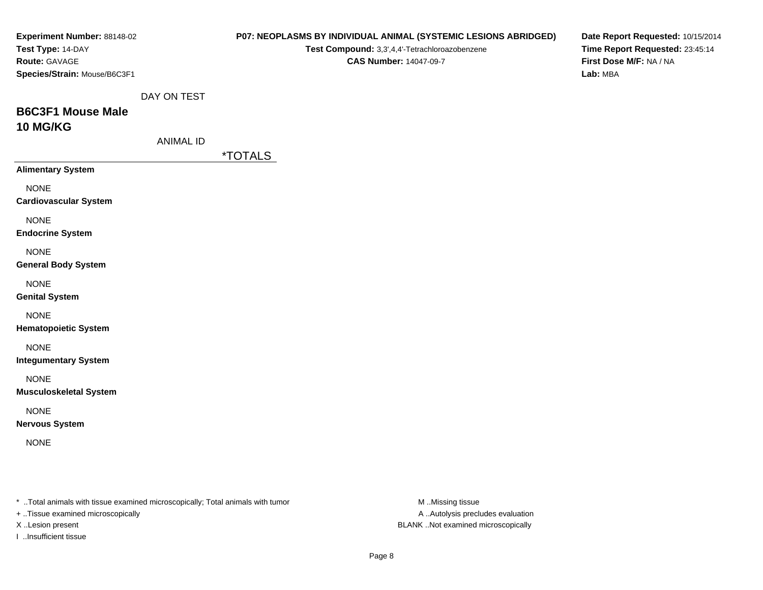**Experiment Number:** 88148-02
**Test Type:** 14-DAY
**Route:** GAVAGE
**Species/Strain:** Mouse/B6C3F1

**P07: NEOPLASMS BY INDIVIDUAL ANIMAL (SYSTEMIC LESIONS ABRIDGED)**
**Test Compound:** 3,3',4,4'-Tetrachloroazobenzene
**CAS Number:** 14047-09-7

**Date Report Requested:** 10/15/2014
**Time Report Requested:** 23:45:14
**First Dose M/F:** NA / NA
**Lab:** MBA

DAY ON TEST

## B6C3F1 Mouse Male
## 10 MG/KG

ANIMAL ID

| | *TOTALS |
|---|---|
| **Alimentary System** | |
| NONE | |
| **Cardiovascular System** | |
| NONE | |
| **Endocrine System** | |
| NONE | |
| **General Body System** | |
| NONE | |
| **Genital System** | |
| NONE | |
| **Hematopoietic System** | |
| NONE | |
| **Integumentary System** | |
| NONE | |
| **Musculoskeletal System** | |
| NONE | |
| **Nervous System** | |
| NONE | |

* ..Total animals with tissue examined microscopically; Total animals with tumor
+ ..Tissue examined microscopically
X ..Lesion present
I ..Insufficient tissue

M ..Missing tissue
A ..Autolysis precludes evaluation
BLANK ..Not examined microscopically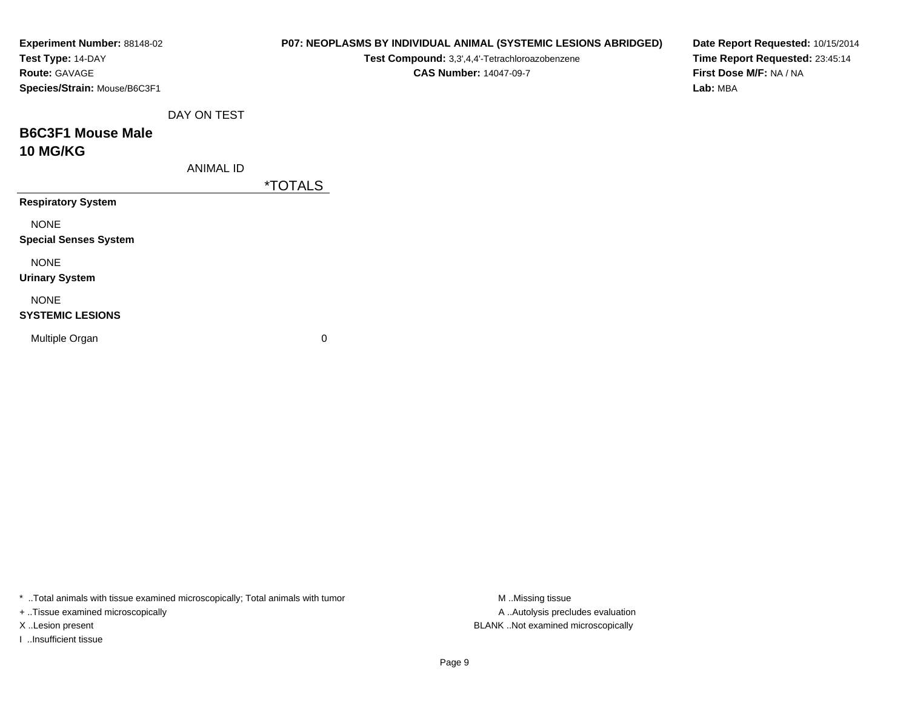**Experiment Number:** 88148-02
**Test Type:** 14-DAY
**Route:** GAVAGE
**Species/Strain:** Mouse/B6C3F1

**P07: NEOPLASMS BY INDIVIDUAL ANIMAL (SYSTEMIC LESIONS ABRIDGED)**
**Test Compound:** 3,3',4,4'-Tetrachloroazobenzene
**CAS Number:** 14047-09-7

**Date Report Requested:** 10/15/2014
**Time Report Requested:** 23:45:14
**First Dose M/F:** NA / NA
**Lab:** MBA

DAY ON TEST

## B6C3F1 Mouse Male
## 10 MG/KG

ANIMAL ID

| | *TOTALS |
|---|---|
| **Respiratory System** | |
| NONE | |
| **Special Senses System** | |
| NONE | |
| **Urinary System** | |
| NONE | |
| **SYSTEMIC LESIONS** | |
| Multiple Organ | 0 |

* ..Total animals with tissue examined microscopically; Total animals with tumor
+ ..Tissue examined microscopically
X ..Lesion present
I ..Insufficient tissue

M ..Missing tissue
A ..Autolysis precludes evaluation
BLANK ..Not examined microscopically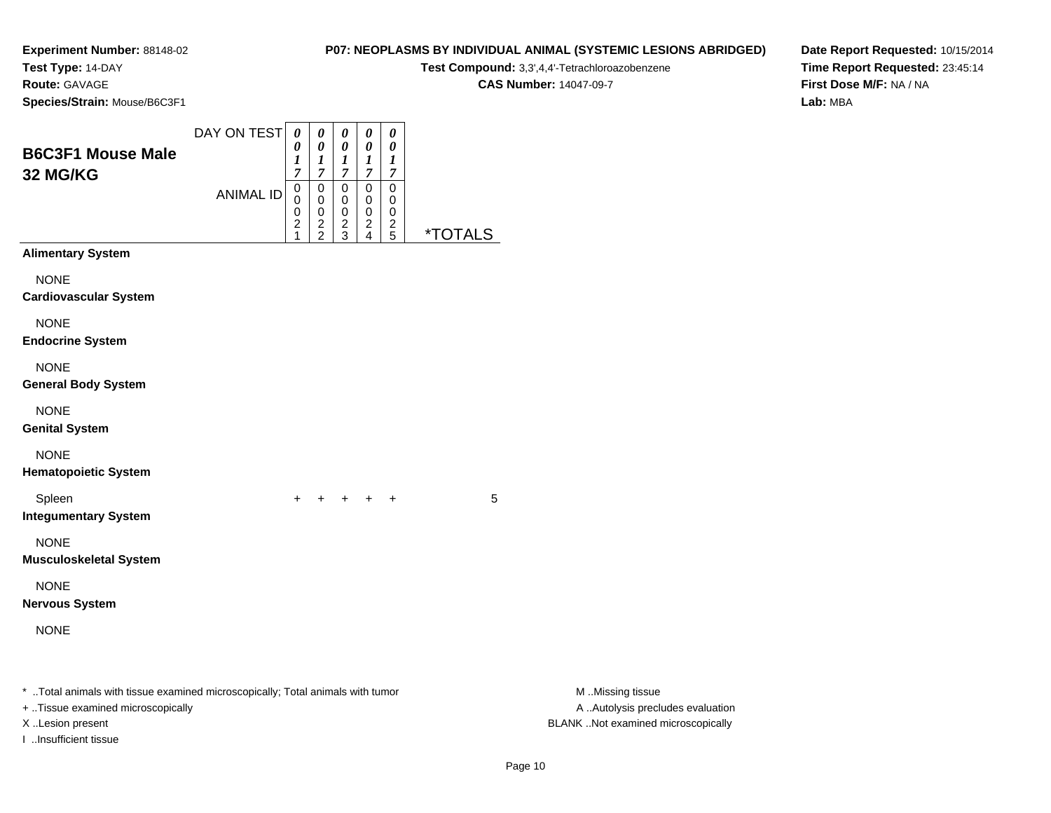**Experiment Number:** 88148-02
**Test Type:** 14-DAY
**Route:** GAVAGE
**Species/Strain:** Mouse/B6C3F1

**P07: NEOPLASMS BY INDIVIDUAL ANIMAL (SYSTEMIC LESIONS ABRIDGED)**
**Test Compound:** 3,3',4,4'-Tetrachloroazobenzene
**CAS Number:** 14047-09-7

**Date Report Requested:** 10/15/2014
**Time Report Requested:** 23:45:14
**First Dose M/F:** NA / NA
**Lab:** MBA

## B6C3F1 Mouse Male
## 32 MG/KG

| DAY ON TEST | 0017 | 0017 | 0017 | 0017 | 0017 | |
|---|---|---|---|---|---|---|
| ANIMAL ID | 00021 | 00022 | 00023 | 00024 | 00025 | *TOTALS |
| **Alimentary System** | | | | | | |
| NONE | | | | | | |
| **Cardiovascular System** | | | | | | |
| NONE | | | | | | |
| **Endocrine System** | | | | | | |
| NONE | | | | | | |
| **General Body System** | | | | | | |
| NONE | | | | | | |
| **Genital System** | | | | | | |
| NONE | | | | | | |
| **Hematopoietic System** | | | | | | |
| Spleen | + | + | + | + | + | 5 |
| **Integumentary System** | | | | | | |
| NONE | | | | | | |
| **Musculoskeletal System** | | | | | | |
| NONE | | | | | | |
| **Nervous System** | | | | | | |
| NONE | | | | | | |

* ..Total animals with tissue examined microscopically; Total animals with tumor
+ ..Tissue examined microscopically
X ..Lesion present
I ..Insufficient tissue

M ..Missing tissue
A ..Autolysis precludes evaluation
BLANK ..Not examined microscopically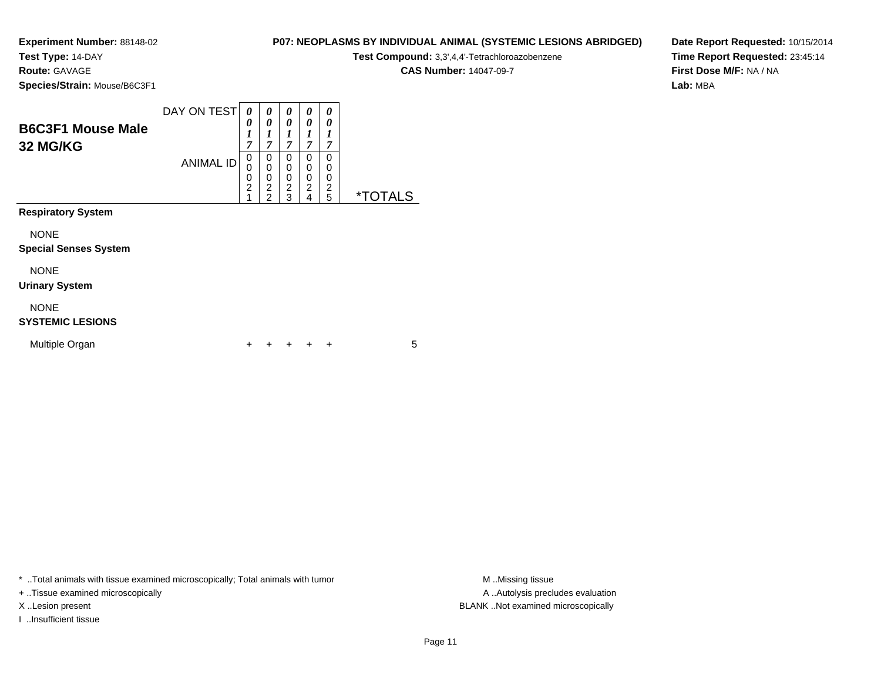**Experiment Number:** 88148-02
**Test Type:** 14-DAY
**Route:** GAVAGE
**Species/Strain:** Mouse/B6C3F1

**P07: NEOPLASMS BY INDIVIDUAL ANIMAL (SYSTEMIC LESIONS ABRIDGED)**
**Test Compound:** 3,3',4,4'-Tetrachloroazobenzene
**CAS Number:** 14047-09-7

**Date Report Requested:** 10/15/2014
**Time Report Requested:** 23:45:14
**First Dose M/F:** NA / NA
**Lab:** MBA

## B6C3F1 Mouse Male 32 MG/KG

| | | | | | | |
|---|---|---|---|---|---|---|
| DAY ON TEST | 0017 | 0017 | 0017 | 0017 | 0017 | |
| ANIMAL ID | 00021 | 00022 | 00023 | 00024 | 00025 | *TOTALS |
| **Respiratory System** | | | | | | |
| NONE | | | | | | |
| **Special Senses System** | | | | | | |
| NONE | | | | | | |
| **Urinary System** | | | | | | |
| NONE | | | | | | |
| **SYSTEMIC LESIONS** | | | | | | |
| Multiple Organ | + | + | + | + | + | 5 |

* ..Total animals with tissue examined microscopically; Total animals with tumor
+ ..Tissue examined microscopically
X ..Lesion present
I ..Insufficient tissue

M ..Missing tissue
A ..Autolysis precludes evaluation
BLANK ..Not examined microscopically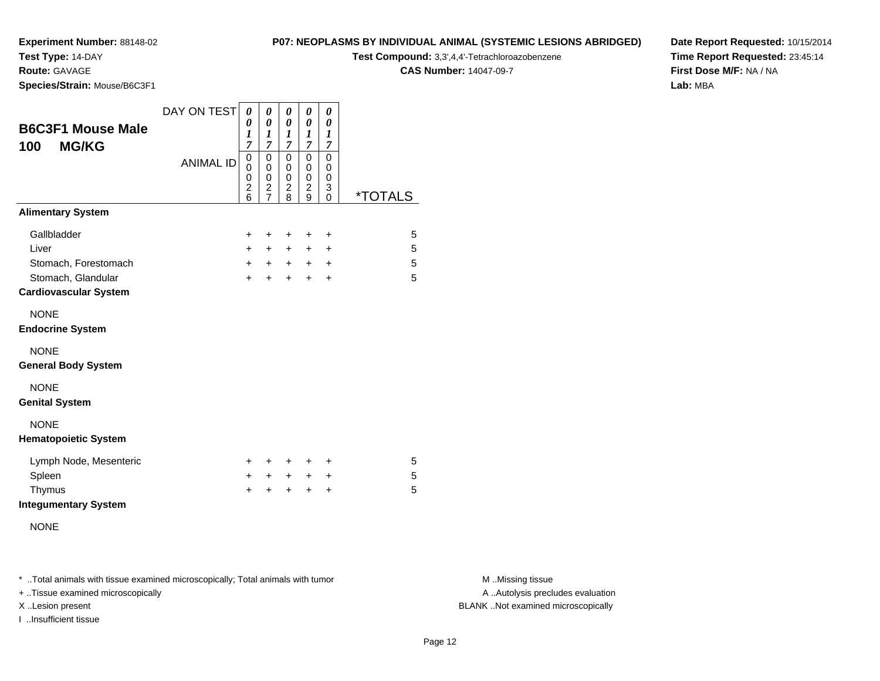**Experiment Number:** 88148-02
**Test Type:** 14-DAY
**Route:** GAVAGE
**Species/Strain:** Mouse/B6C3F1

**P07: NEOPLASMS BY INDIVIDUAL ANIMAL (SYSTEMIC LESIONS ABRIDGED)**
**Test Compound:** 3,3',4,4'-Tetrachloroazobenzene
**CAS Number:** 14047-09-7

**Date Report Requested:** 10/15/2014
**Time Report Requested:** 23:45:14
**First Dose M/F:** NA / NA
**Lab:** MBA

## B6C3F1 Mouse Male
## 100 MG/KG

| DAY ON TEST | 0017 | 0017 | 0017 | 0017 | 0017 | |
|---|---|---|---|---|---|---|
| ANIMAL ID | 00026 | 00027 | 00028 | 00029 | 00030 | *TOTALS |
| **Alimentary System** | | | | | | |
| Gallbladder | + | + | + | + | + | 5 |
| Liver | + | + | + | + | + | 5 |
| Stomach, Forestomach | + | + | + | + | + | 5 |
| Stomach, Glandular | + | + | + | + | + | 5 |
| **Cardiovascular System** | | | | | | |
| NONE | | | | | | |
| **Endocrine System** | | | | | | |
| NONE | | | | | | |
| **General Body System** | | | | | | |
| NONE | | | | | | |
| **Genital System** | | | | | | |
| NONE | | | | | | |
| **Hematopoietic System** | | | | | | |
| Lymph Node, Mesenteric | + | + | + | + | + | 5 |
| Spleen | + | + | + | + | + | 5 |
| Thymus | + | + | + | + | + | 5 |
| **Integumentary System** | | | | | | |
| NONE | | | | | | |

* ..Total animals with tissue examined microscopically; Total animals with tumor
+ ..Tissue examined microscopically
X ..Lesion present
I ..Insufficient tissue

M ..Missing tissue
A ..Autolysis precludes evaluation
BLANK ..Not examined microscopically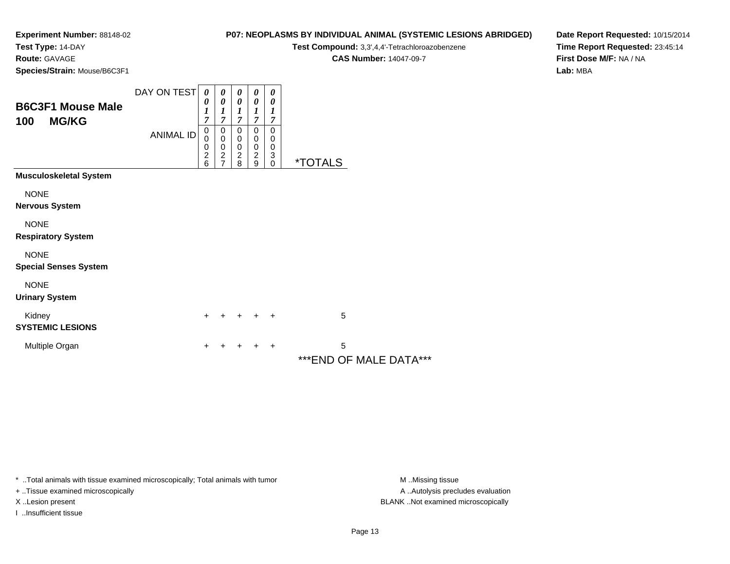**Experiment Number:** 88148-02
**Test Type:** 14-DAY
**Route:** GAVAGE
**Species/Strain:** Mouse/B6C3F1

**P07: NEOPLASMS BY INDIVIDUAL ANIMAL (SYSTEMIC LESIONS ABRIDGED)**
**Test Compound:** 3,3',4,4'-Tetrachloroazobenzene
**CAS Number:** 14047-09-7

**Date Report Requested:** 10/15/2014
**Time Report Requested:** 23:45:14
**First Dose M/F:** NA / NA
**Lab:** MBA

## B6C3F1 Mouse Male
## 100 MG/KG

| DAY ON TEST | 0017 | 0017 | 0017 | 0017 | 0017 | |
|---|---|---|---|---|---|---|
| **ANIMAL ID** | 00026 | 00027 | 00028 | 00029 | 00030 | ***TOTALS** |
| **Musculoskeletal System** | | | | | | |
| NONE | | | | | | |
| **Nervous System** | | | | | | |
| NONE | | | | | | |
| **Respiratory System** | | | | | | |
| NONE | | | | | | |
| **Special Senses System** | | | | | | |
| NONE | | | | | | |
| **Urinary System** | | | | | | |
| Kidney | + | + | + | + | + | 5 |
| **SYSTEMIC LESIONS** | | | | | | |
| Multiple Organ | + | + | + | + | + | 5 |

***END OF MALE DATA***

* ..Total animals with tissue examined microscopically; Total animals with tumor
+ ..Tissue examined microscopically
X ..Lesion present
I ..Insufficient tissue

M ..Missing tissue
A ..Autolysis precludes evaluation
BLANK ..Not examined microscopically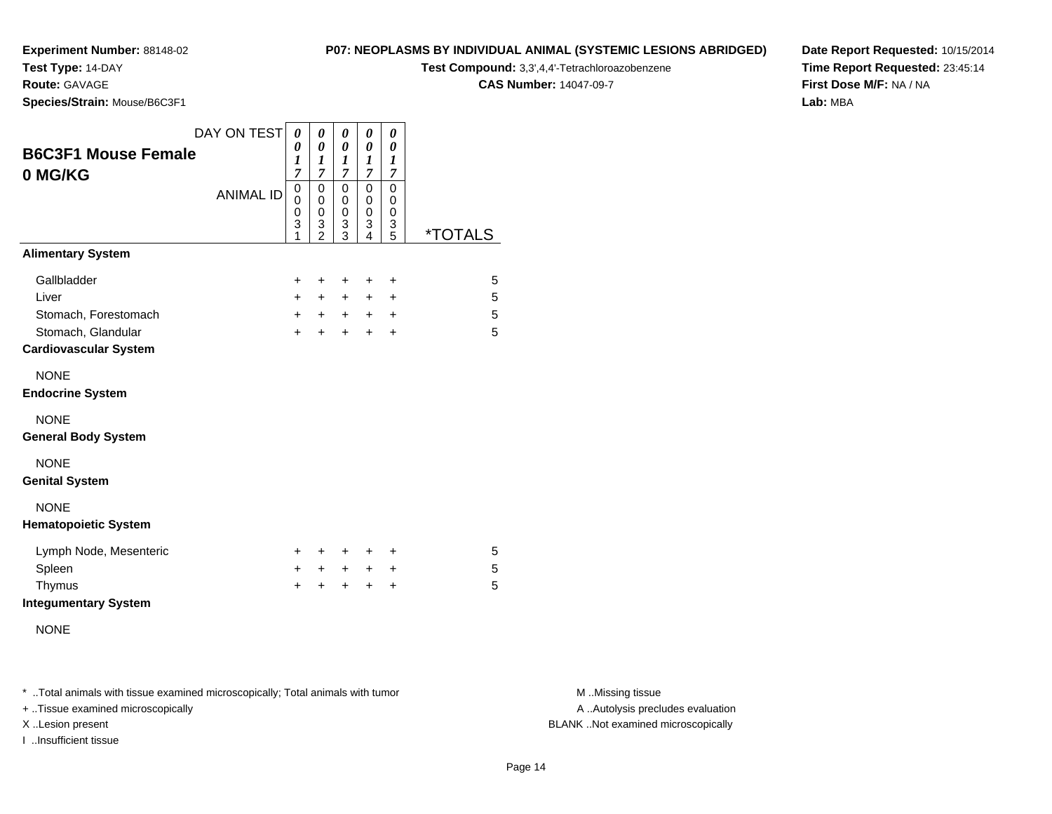**Experiment Number:** 88148-02
**Test Type:** 14-DAY
**Route:** GAVAGE
**Species/Strain:** Mouse/B6C3F1

**P07: NEOPLASMS BY INDIVIDUAL ANIMAL (SYSTEMIC LESIONS ABRIDGED)**
**Test Compound:** 3,3',4,4'-Tetrachloroazobenzene
**CAS Number:** 14047-09-7

**Date Report Requested:** 10/15/2014
**Time Report Requested:** 23:45:14
**First Dose M/F:** NA / NA
**Lab:** MBA

## B6C3F1 Mouse Female
## 0 MG/KG

| DAY ON TEST | 0017 | 0017 | 0017 | 0017 | 0017 | |
|---|---|---|---|---|---|---|
| ANIMAL ID | 00031 | 00032 | 00033 | 00034 | 00035 | *TOTALS |
| **Alimentary System** | | | | | | |
| Gallbladder | + | + | + | + | + | 5 |
| Liver | + | + | + | + | + | 5 |
| Stomach, Forestomach | + | + | + | + | + | 5 |
| Stomach, Glandular | + | + | + | + | + | 5 |
| **Cardiovascular System** | | | | | | |
| NONE | | | | | | |
| **Endocrine System** | | | | | | |
| NONE | | | | | | |
| **General Body System** | | | | | | |
| NONE | | | | | | |
| **Genital System** | | | | | | |
| NONE | | | | | | |
| **Hematopoietic System** | | | | | | |
| Lymph Node, Mesenteric | + | + | + | + | + | 5 |
| Spleen | + | + | + | + | + | 5 |
| Thymus | + | + | + | + | + | 5 |
| **Integumentary System** | | | | | | |
| NONE | | | | | | |

* ..Total animals with tissue examined microscopically; Total animals with tumor
+ ..Tissue examined microscopically
X ..Lesion present
I ..Insufficient tissue

M ..Missing tissue
A ..Autolysis precludes evaluation
BLANK ..Not examined microscopically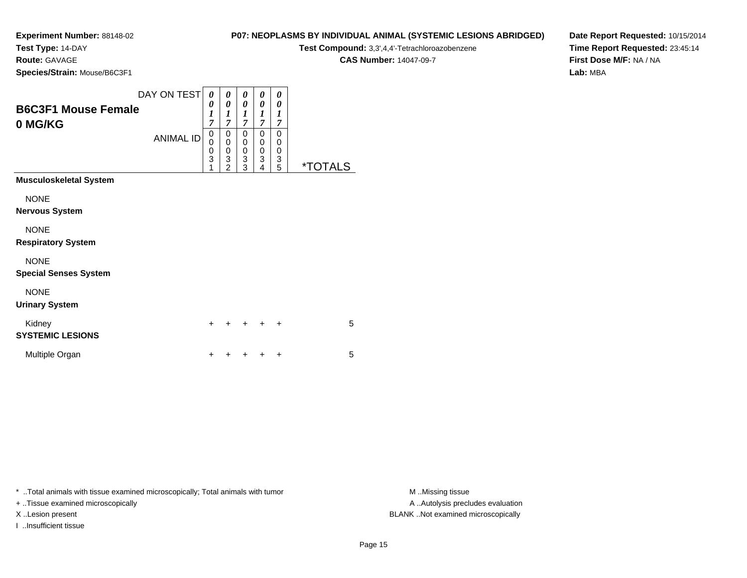**Experiment Number:** 88148-02
**Test Type:** 14-DAY
**Route:** GAVAGE
**Species/Strain:** Mouse/B6C3F1

**P07: NEOPLASMS BY INDIVIDUAL ANIMAL (SYSTEMIC LESIONS ABRIDGED)**
**Test Compound:** 3,3',4,4'-Tetrachloroazobenzene
**CAS Number:** 14047-09-7

**Date Report Requested:** 10/15/2014
**Time Report Requested:** 23:45:14
**First Dose M/F:** NA / NA
**Lab:** MBA

## B6C3F1 Mouse Female
## 0 MG/KG

| DAY ON TEST | 0017 | 0017 | 0017 | 0017 | 0017 | |
|---|---|---|---|---|---|---|
| ANIMAL ID | 00031 | 00032 | 00033 | 00034 | 00035 | *TOTALS |
| **Musculoskeletal System** | | | | | | |
| NONE | | | | | | |
| **Nervous System** | | | | | | |
| NONE | | | | | | |
| **Respiratory System** | | | | | | |
| NONE | | | | | | |
| **Special Senses System** | | | | | | |
| NONE | | | | | | |
| **Urinary System** | | | | | | |
| Kidney | + | + | + | + | + | 5 |
| **SYSTEMIC LESIONS** | | | | | | |
| Multiple Organ | + | + | + | + | + | 5 |

* ..Total animals with tissue examined microscopically; Total animals with tumor
+ ..Tissue examined microscopically
X ..Lesion present
I ..Insufficient tissue

M ..Missing tissue
A ..Autolysis precludes evaluation
BLANK ..Not examined microscopically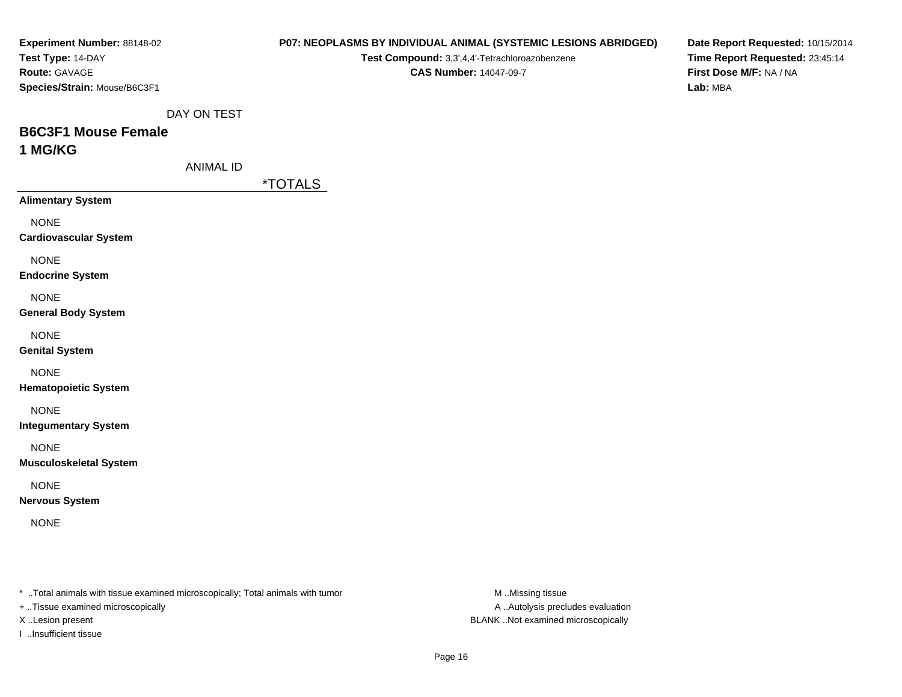**Experiment Number:** 88148-02
**Test Type:** 14-DAY
**Route:** GAVAGE
**Species/Strain:** Mouse/B6C3F1

**P07: NEOPLASMS BY INDIVIDUAL ANIMAL (SYSTEMIC LESIONS ABRIDGED)**
**Test Compound:** 3,3',4,4'-Tetrachloroazobenzene
**CAS Number:** 14047-09-7

**Date Report Requested:** 10/15/2014
**Time Report Requested:** 23:45:14
**First Dose M/F:** NA / NA
**Lab:** MBA

DAY ON TEST

## B6C3F1 Mouse Female
## 1 MG/KG

ANIMAL ID

| | *TOTALS |
|---|---|
| **Alimentary System** | |
| NONE | |
| **Cardiovascular System** | |
| NONE | |
| **Endocrine System** | |
| NONE | |
| **General Body System** | |
| NONE | |
| **Genital System** | |
| NONE | |
| **Hematopoietic System** | |
| NONE | |
| **Integumentary System** | |
| NONE | |
| **Musculoskeletal System** | |
| NONE | |
| **Nervous System** | |
| NONE | |

* ..Total animals with tissue examined microscopically; Total animals with tumor
+ ..Tissue examined microscopically
X ..Lesion present
I ..Insufficient tissue

M ..Missing tissue
A ..Autolysis precludes evaluation
BLANK ..Not examined microscopically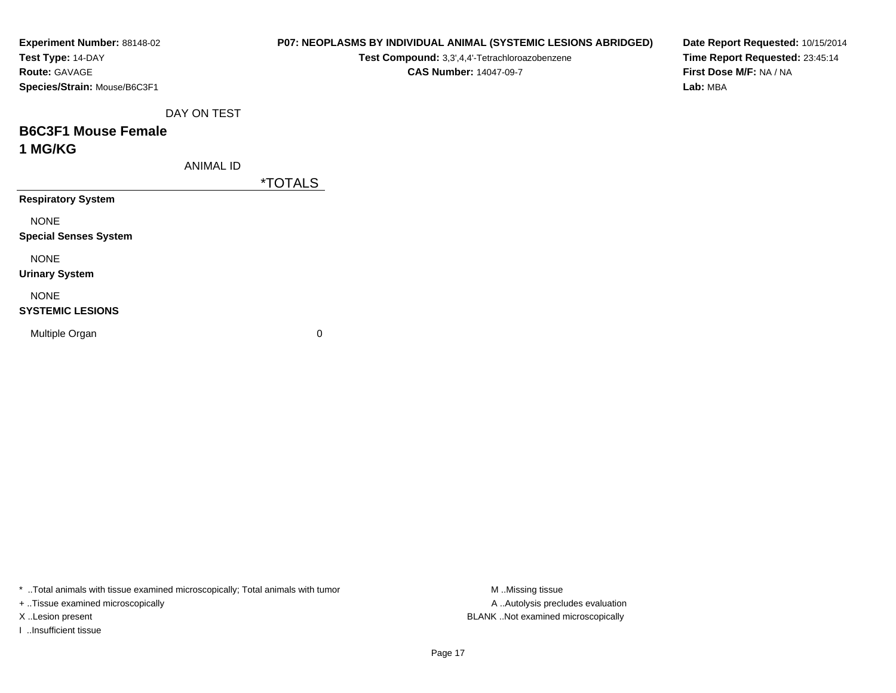**Experiment Number:** 88148-02
**Test Type:** 14-DAY
**Route:** GAVAGE
**Species/Strain:** Mouse/B6C3F1

**P07: NEOPLASMS BY INDIVIDUAL ANIMAL (SYSTEMIC LESIONS ABRIDGED)**
**Test Compound:** 3,3',4,4'-Tetrachloroazobenzene
**CAS Number:** 14047-09-7

**Date Report Requested:** 10/15/2014
**Time Report Requested:** 23:45:14
**First Dose M/F:** NA / NA
**Lab:** MBA

DAY ON TEST

## B6C3F1 Mouse Female
## 1 MG/KG

| ANIMAL ID | *TOTALS |
|---|---|
| **Respiratory System** | |
| NONE | |
| **Special Senses System** | |
| NONE | |
| **Urinary System** | |
| NONE | |
| **SYSTEMIC LESIONS** | |
| Multiple Organ | 0 |

* ..Total animals with tissue examined microscopically; Total animals with tumor
+ ..Tissue examined microscopically
X ..Lesion present
I ..Insufficient tissue

M ..Missing tissue
A ..Autolysis precludes evaluation
BLANK ..Not examined microscopically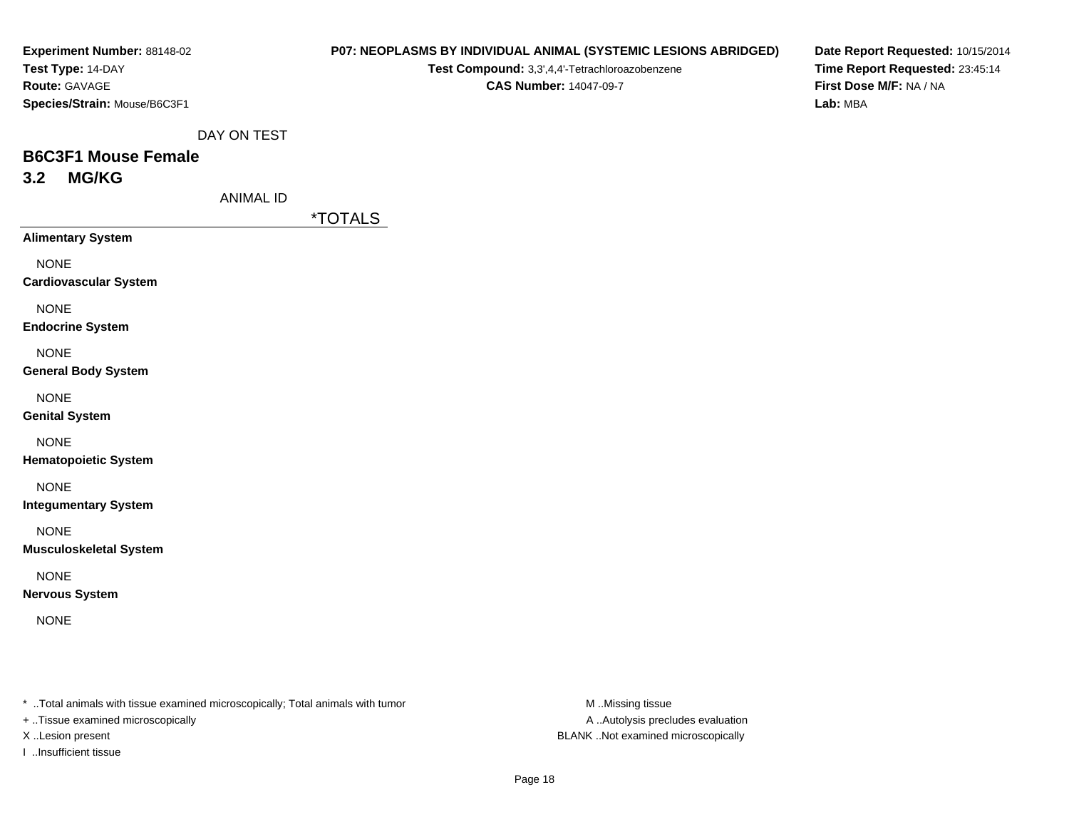**Experiment Number:** 88148-02
**Test Type:** 14-DAY
**Route:** GAVAGE
**Species/Strain:** Mouse/B6C3F1

**P07: NEOPLASMS BY INDIVIDUAL ANIMAL (SYSTEMIC LESIONS ABRIDGED)**
**Test Compound:** 3,3',4,4'-Tetrachloroazobenzene
**CAS Number:** 14047-09-7

**Date Report Requested:** 10/15/2014
**Time Report Requested:** 23:45:14
**First Dose M/F:** NA / NA
**Lab:** MBA

DAY ON TEST

## B6C3F1 Mouse Female
## 3.2 MG/KG

ANIMAL ID

| | *TOTALS |
|---|---|
| **Alimentary System** | |
| NONE | |
| **Cardiovascular System** | |
| NONE | |
| **Endocrine System** | |
| NONE | |
| **General Body System** | |
| NONE | |
| **Genital System** | |
| NONE | |
| **Hematopoietic System** | |
| NONE | |
| **Integumentary System** | |
| NONE | |
| **Musculoskeletal System** | |
| NONE | |
| **Nervous System** | |
| NONE | |

* ..Total animals with tissue examined microscopically; Total animals with tumor
+ ..Tissue examined microscopically
X ..Lesion present
I ..Insufficient tissue

M ..Missing tissue
A ..Autolysis precludes evaluation
BLANK ..Not examined microscopically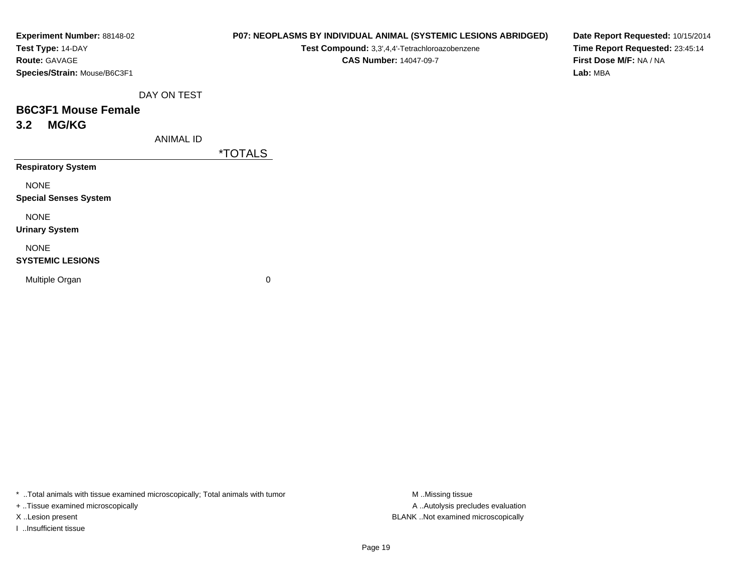**Experiment Number:** 88148-02
**Test Type:** 14-DAY
**Route:** GAVAGE
**Species/Strain:** Mouse/B6C3F1

**P07: NEOPLASMS BY INDIVIDUAL ANIMAL (SYSTEMIC LESIONS ABRIDGED)**
**Test Compound:** 3,3',4,4'-Tetrachloroazobenzene
**CAS Number:** 14047-09-7

**Date Report Requested:** 10/15/2014
**Time Report Requested:** 23:45:14
**First Dose M/F:** NA / NA
**Lab:** MBA

DAY ON TEST

## B6C3F1 Mouse Female
## 3.2 MG/KG

| ANIMAL ID | *TOTALS |
|---|---|
| **Respiratory System** | |
| NONE | |
| **Special Senses System** | |
| NONE | |
| **Urinary System** | |
| NONE | |
| **SYSTEMIC LESIONS** | |
| Multiple Organ | 0 |

* ..Total animals with tissue examined microscopically; Total animals with tumor
+ ..Tissue examined microscopically
X ..Lesion present
I ..Insufficient tissue

M ..Missing tissue
A ..Autolysis precludes evaluation
BLANK ..Not examined microscopically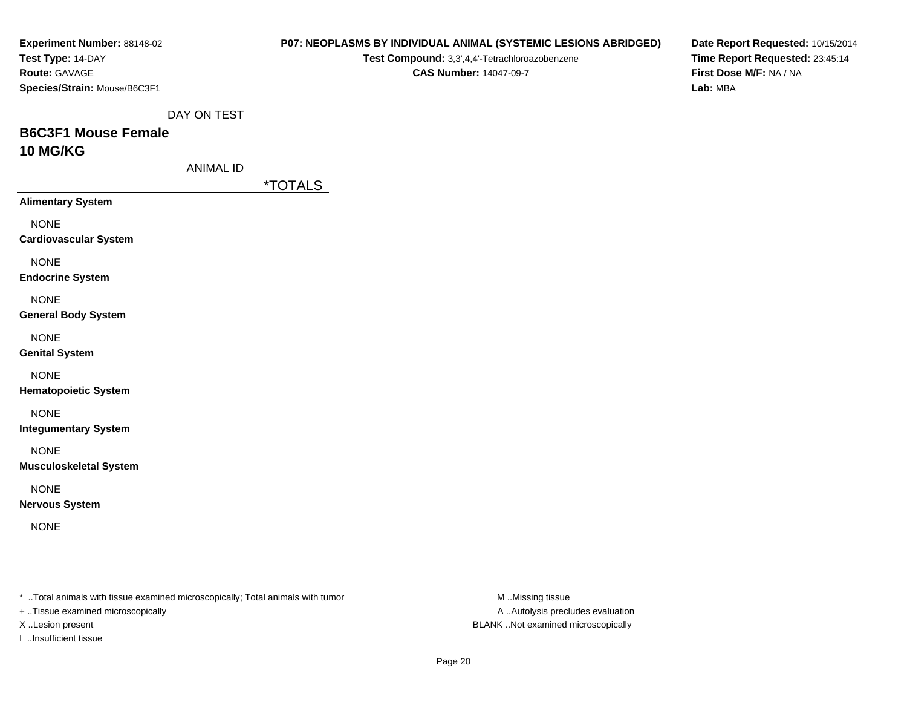**Experiment Number:** 88148-02
**Test Type:** 14-DAY
**Route:** GAVAGE
**Species/Strain:** Mouse/B6C3F1

**P07: NEOPLASMS BY INDIVIDUAL ANIMAL (SYSTEMIC LESIONS ABRIDGED)**
**Test Compound:** 3,3',4,4'-Tetrachloroazobenzene
**CAS Number:** 14047-09-7

**Date Report Requested:** 10/15/2014
**Time Report Requested:** 23:45:14
**First Dose M/F:** NA / NA
**Lab:** MBA

DAY ON TEST

## B6C3F1 Mouse Female
## 10 MG/KG

ANIMAL ID

| | *TOTALS |
|---|---|
| **Alimentary System** | |
| NONE | |
| **Cardiovascular System** | |
| NONE | |
| **Endocrine System** | |
| NONE | |
| **General Body System** | |
| NONE | |
| **Genital System** | |
| NONE | |
| **Hematopoietic System** | |
| NONE | |
| **Integumentary System** | |
| NONE | |
| **Musculoskeletal System** | |
| NONE | |
| **Nervous System** | |
| NONE | |

* ..Total animals with tissue examined microscopically; Total animals with tumor
+ ..Tissue examined microscopically
X ..Lesion present
I ..Insufficient tissue

M ..Missing tissue
A ..Autolysis precludes evaluation
BLANK ..Not examined microscopically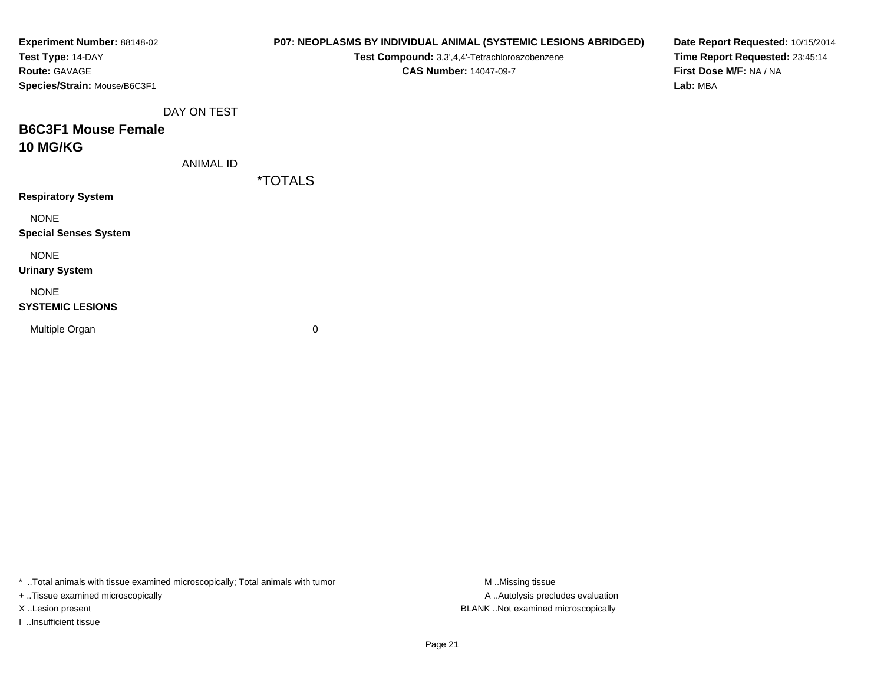**Experiment Number:** 88148-02
**Test Type:** 14-DAY
**Route:** GAVAGE
**Species/Strain:** Mouse/B6C3F1

**P07: NEOPLASMS BY INDIVIDUAL ANIMAL (SYSTEMIC LESIONS ABRIDGED)**
**Test Compound:** 3,3',4,4'-Tetrachloroazobenzene
**CAS Number:** 14047-09-7

**Date Report Requested:** 10/15/2014
**Time Report Requested:** 23:45:14
**First Dose M/F:** NA / NA
**Lab:** MBA

DAY ON TEST

## B6C3F1 Mouse Female
## 10 MG/KG

| ANIMAL ID | *TOTALS |
|---|---|
| **Respiratory System** | |
| NONE | |
| **Special Senses System** | |
| NONE | |
| **Urinary System** | |
| NONE | |
| **SYSTEMIC LESIONS** | |
| Multiple Organ | 0 |

* ..Total animals with tissue examined microscopically; Total animals with tumor
+ ..Tissue examined microscopically
X ..Lesion present
I ..Insufficient tissue

M ..Missing tissue
A ..Autolysis precludes evaluation
BLANK ..Not examined microscopically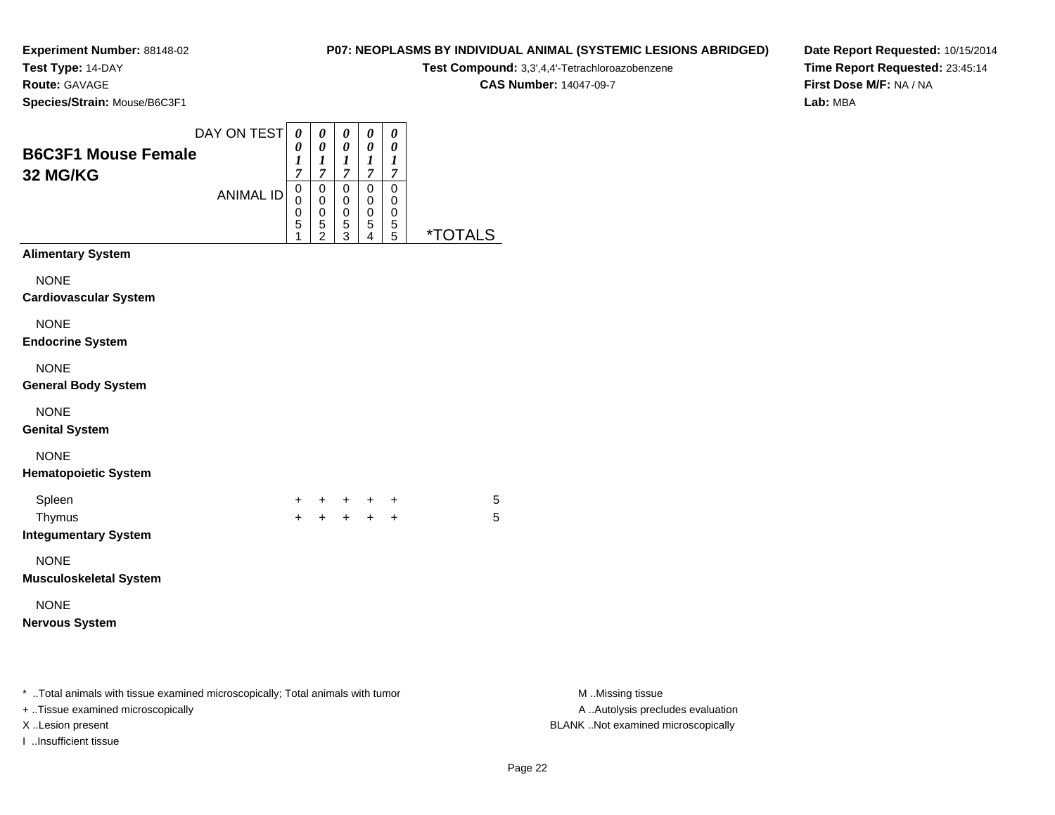**Experiment Number:** 88148-02
**Test Type:** 14-DAY
**Route:** GAVAGE
**Species/Strain:** Mouse/B6C3F1

**P07: NEOPLASMS BY INDIVIDUAL ANIMAL (SYSTEMIC LESIONS ABRIDGED)**
**Test Compound:** 3,3',4,4'-Tetrachloroazobenzene
**CAS Number:** 14047-09-7

**Date Report Requested:** 10/15/2014
**Time Report Requested:** 23:45:14
**First Dose M/F:** NA / NA
**Lab:** MBA

## B6C3F1 Mouse Female 32 MG/KG

| DAY ON TEST | 0017 | 0017 | 0017 | 0017 | 0017 | |
|---|---|---|---|---|---|---|
| ANIMAL ID | 00051 | 00052 | 00053 | 00054 | 00055 | *TOTALS |
| **Alimentary System** | | | | | | |
| NONE | | | | | | |
| **Cardiovascular System** | | | | | | |
| NONE | | | | | | |
| **Endocrine System** | | | | | | |
| NONE | | | | | | |
| **General Body System** | | | | | | |
| NONE | | | | | | |
| **Genital System** | | | | | | |
| NONE | | | | | | |
| **Hematopoietic System** | | | | | | |
| Spleen | + | + | + | + | + | 5 |
| Thymus | + | + | + | + | + | 5 |
| **Integumentary System** | | | | | | |
| NONE | | | | | | |
| **Musculoskeletal System** | | | | | | |
| NONE | | | | | | |
| **Nervous System** | | | | | | |

* ..Total animals with tissue examined microscopically; Total animals with tumor
+ ..Tissue examined microscopically
X ..Lesion present
I ..Insufficient tissue

M ..Missing tissue
A ..Autolysis precludes evaluation
BLANK ..Not examined microscopically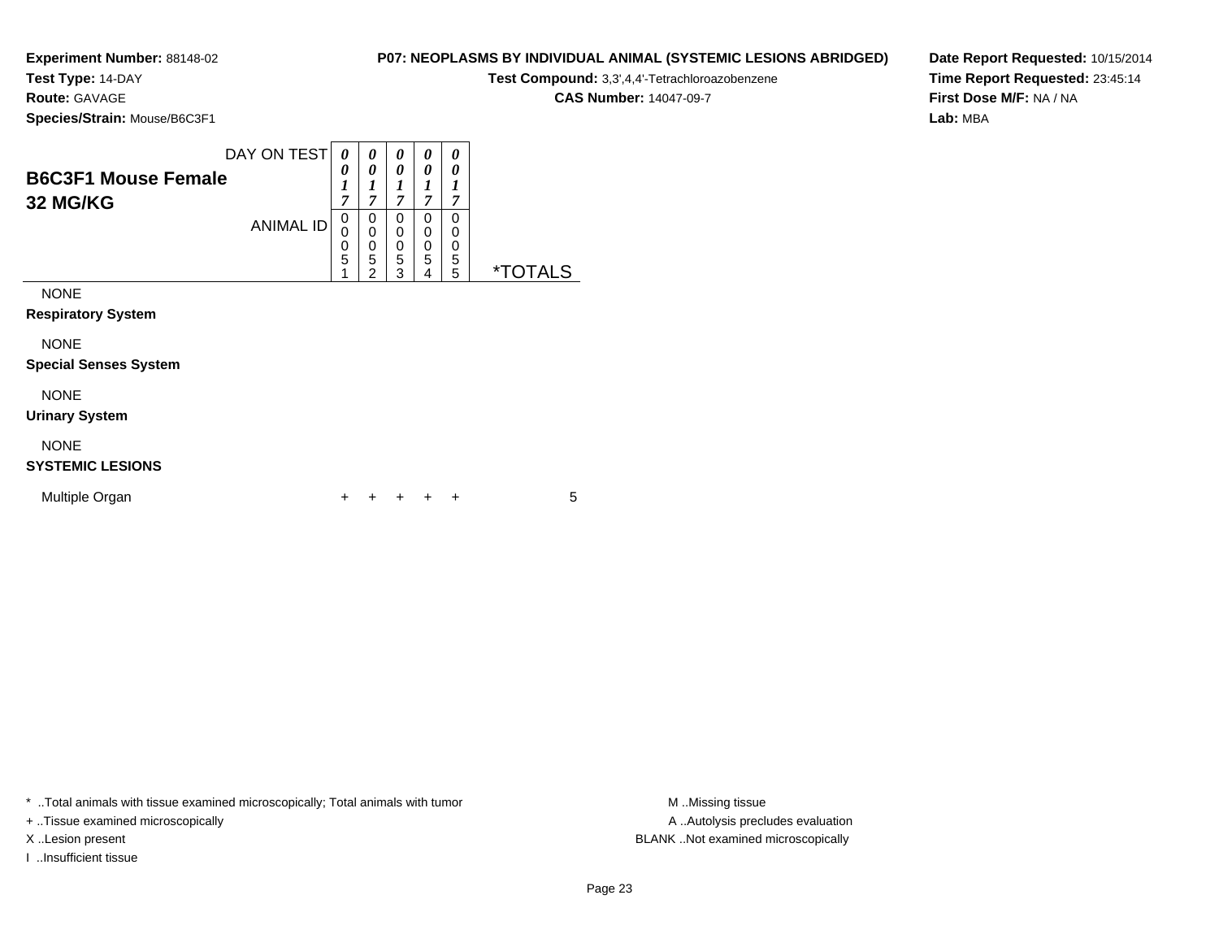**Experiment Number:** 88148-02
**Test Type:** 14-DAY
**Route:** GAVAGE
**Species/Strain:** Mouse/B6C3F1

**P07: NEOPLASMS BY INDIVIDUAL ANIMAL (SYSTEMIC LESIONS ABRIDGED)**
**Test Compound:** 3,3',4,4'-Tetrachloroazobenzene
**CAS Number:** 14047-09-7

**Date Report Requested:** 10/15/2014
**Time Report Requested:** 23:45:14
**First Dose M/F:** NA / NA
**Lab:** MBA

## B6C3F1 Mouse Female 32 MG/KG

| DAY ON TEST | 0017 | 0017 | 0017 | 0017 | 0017 | |
|---|---|---|---|---|---|---|
| ANIMAL ID | 00051 | 00052 | 00053 | 00054 | 00055 | *TOTALS |
| NONE | | | | | | |
| **Respiratory System** | | | | | | |
| NONE | | | | | | |
| **Special Senses System** | | | | | | |
| NONE | | | | | | |
| **Urinary System** | | | | | | |
| NONE | | | | | | |
| **SYSTEMIC LESIONS** | | | | | | |
| Multiple Organ | + | + | + | + | + | 5 |

* ..Total animals with tissue examined microscopically; Total animals with tumor
+ ..Tissue examined microscopically
X ..Lesion present
I ..Insufficient tissue

M ..Missing tissue
A ..Autolysis precludes evaluation
BLANK ..Not examined microscopically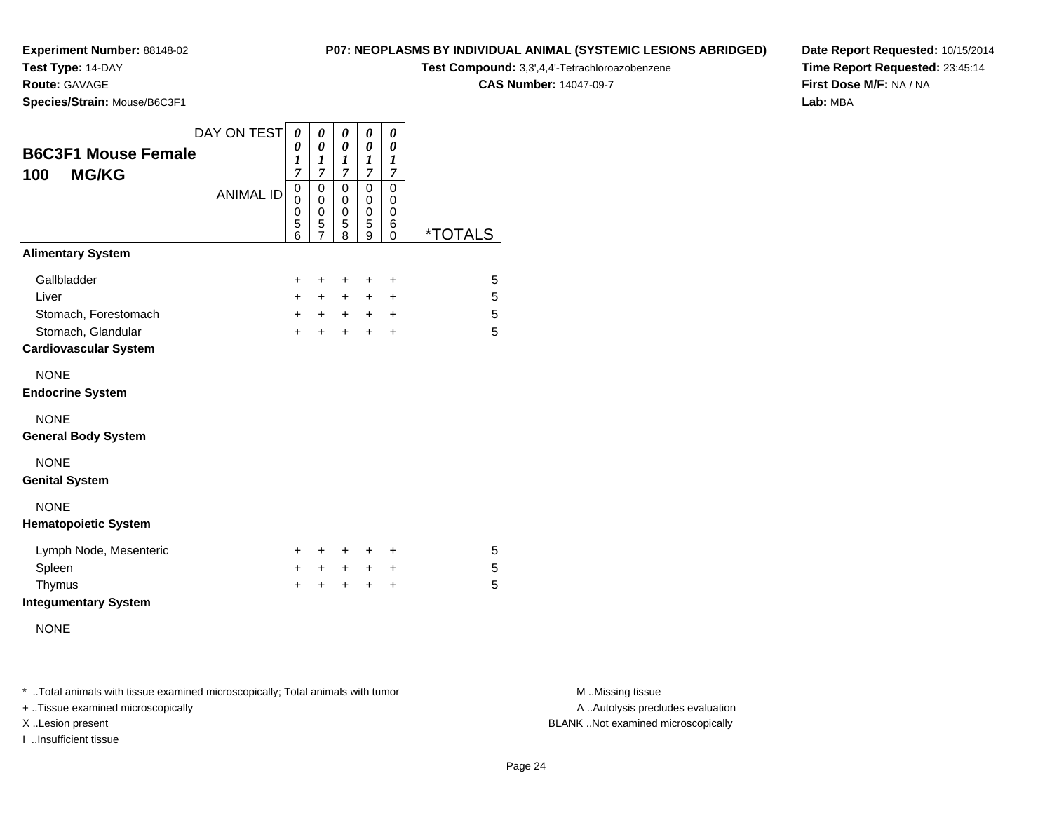**Experiment Number:** 88148-02
**Test Type:** 14-DAY
**Route:** GAVAGE
**Species/Strain:** Mouse/B6C3F1

**P07: NEOPLASMS BY INDIVIDUAL ANIMAL (SYSTEMIC LESIONS ABRIDGED)**
**Test Compound:** 3,3',4,4'-Tetrachloroazobenzene
**CAS Number:** 14047-09-7

**Date Report Requested:** 10/15/2014
**Time Report Requested:** 23:45:14
**First Dose M/F:** NA / NA
**Lab:** MBA

## B6C3F1 Mouse Female
## 100 MG/KG

| DAY ON TEST | 0017 | 0017 | 0017 | 0017 | 0017 | |
|---|---|---|---|---|---|---|
| **ANIMAL ID** | 00056 | 00057 | 00058 | 00059 | 00060 | ***TOTALS** |
| **Alimentary System** | | | | | | |
| Gallbladder | + | + | + | + | + | 5 |
| Liver | + | + | + | + | + | 5 |
| Stomach, Forestomach | + | + | + | + | + | 5 |
| Stomach, Glandular | + | + | + | + | + | 5 |
| **Cardiovascular System** | | | | | | |
| NONE | | | | | | |
| **Endocrine System** | | | | | | |
| NONE | | | | | | |
| **General Body System** | | | | | | |
| NONE | | | | | | |
| **Genital System** | | | | | | |
| NONE | | | | | | |
| **Hematopoietic System** | | | | | | |
| Lymph Node, Mesenteric | + | + | + | + | + | 5 |
| Spleen | + | + | + | + | + | 5 |
| Thymus | + | + | + | + | + | 5 |
| **Integumentary System** | | | | | | |
| NONE | | | | | | |

* ..Total animals with tissue examined microscopically; Total animals with tumor
+ ..Tissue examined microscopically
X ..Lesion present
I ..Insufficient tissue

M ..Missing tissue
A ..Autolysis precludes evaluation
BLANK ..Not examined microscopically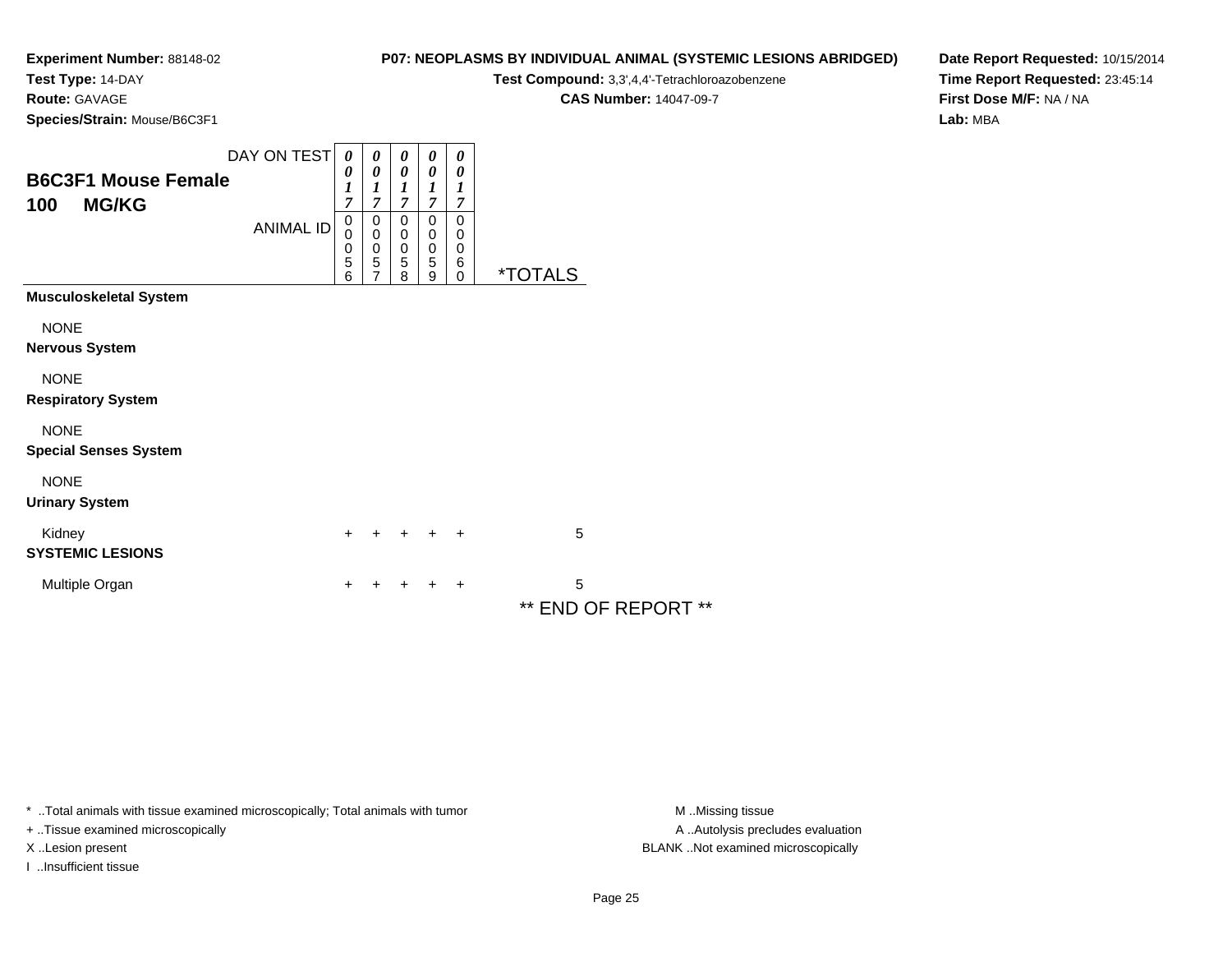**Experiment Number:** 88148-02
**Test Type:** 14-DAY
**Route:** GAVAGE
**Species/Strain:** Mouse/B6C3F1

**P07: NEOPLASMS BY INDIVIDUAL ANIMAL (SYSTEMIC LESIONS ABRIDGED)**
**Test Compound:** 3,3',4,4'-Tetrachloroazobenzene
**CAS Number:** 14047-09-7

**Date Report Requested:** 10/15/2014
**Time Report Requested:** 23:45:14
**First Dose M/F:** NA / NA
**Lab:** MBA

## B6C3F1 Mouse Female
## 100 MG/KG

| DAY ON TEST | 0017 | 0017 | 0017 | 0017 | 0017 | |
|---|---|---|---|---|---|---|
| ANIMAL ID | 00056 | 00057 | 00058 | 00059 | 00060 | *TOTALS |
| **Musculoskeletal System** | | | | | | |
| NONE | | | | | | |
| **Nervous System** | | | | | | |
| NONE | | | | | | |
| **Respiratory System** | | | | | | |
| NONE | | | | | | |
| **Special Senses System** | | | | | | |
| NONE | | | | | | |
| **Urinary System** | | | | | | |
| Kidney | + | + | + | + | + | 5 |
| **SYSTEMIC LESIONS** | | | | | | |
| Multiple Organ | + | + | + | + | + | 5 |

** END OF REPORT **

* ..Total animals with tissue examined microscopically; Total animals with tumor
+ ..Tissue examined microscopically
X ..Lesion present
I ..Insufficient tissue

M ..Missing tissue
A ..Autolysis precludes evaluation
BLANK ..Not examined microscopically